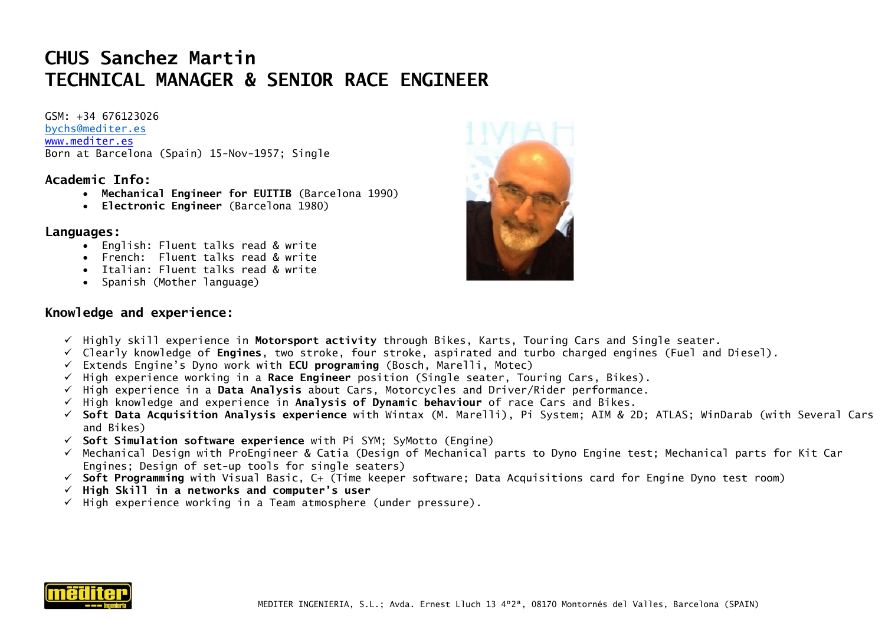# CHUS Sanchez Martin
# TECHNICAL MANAGER & SENIOR RACE ENGINEER

GSM: +34 676123026
bychs@mediter.es
www.mediter.es
Born at Barcelona (Spain) 15-Nov-1957; Single

### Academic Info:

- **Mechanical Engineer for EUITIB** (Barcelona 1990)
- **Electronic Engineer** (Barcelona 1980)

### Languages:

- English: Fluent talks read & write
- French: Fluent talks read & write
- Italian: Fluent talks read & write
- Spanish (Mother language)

### Knowledge and experience:

- ✓ Highly skill experience in **Motorsport activity** through Bikes, Karts, Touring Cars and Single seater.
- ✓ Clearly knowledge of **Engines**, two stroke, four stroke, aspirated and turbo charged engines (Fuel and Diesel).
- ✓ Extends Engine's Dyno work with **ECU programing** (Bosch, Marelli, Motec)
- ✓ High experience working in a **Race Engineer** position (Single seater, Touring Cars, Bikes).
- ✓ High experience in a **Data Analysis** about Cars, Motorcycles and Driver/Rider performance.
- ✓ High knowledge and experience in **Analysis of Dynamic behaviour** of race Cars and Bikes.
- ✓ **Soft Data Acquisition Analysis experience** with Wintax (M. Marelli), Pi System; AIM & 2D; ATLAS; WinDarab (with Several Cars and Bikes)
- ✓ **Soft Simulation software experience** with Pi SYM; SyMotto (Engine)
- ✓ Mechanical Design with ProEngineer & Catia (Design of Mechanical parts to Dyno Engine test; Mechanical parts for Kit Car Engines; Design of set-up tools for single seaters)
- ✓ **Soft Programming** with Visual Basic, C+ (Time keeper software; Data Acquisitions card for Engine Dyno test room)
- ✓ **High Skill in a networks and computer's user**
- ✓ High experience working in a Team atmosphere (under pressure).

MEDITER INGENIERIA, S.L.; Avda. Ernest Lluch 13 4º2ª, 08170 Montornés del Valles, Barcelona (SPAIN)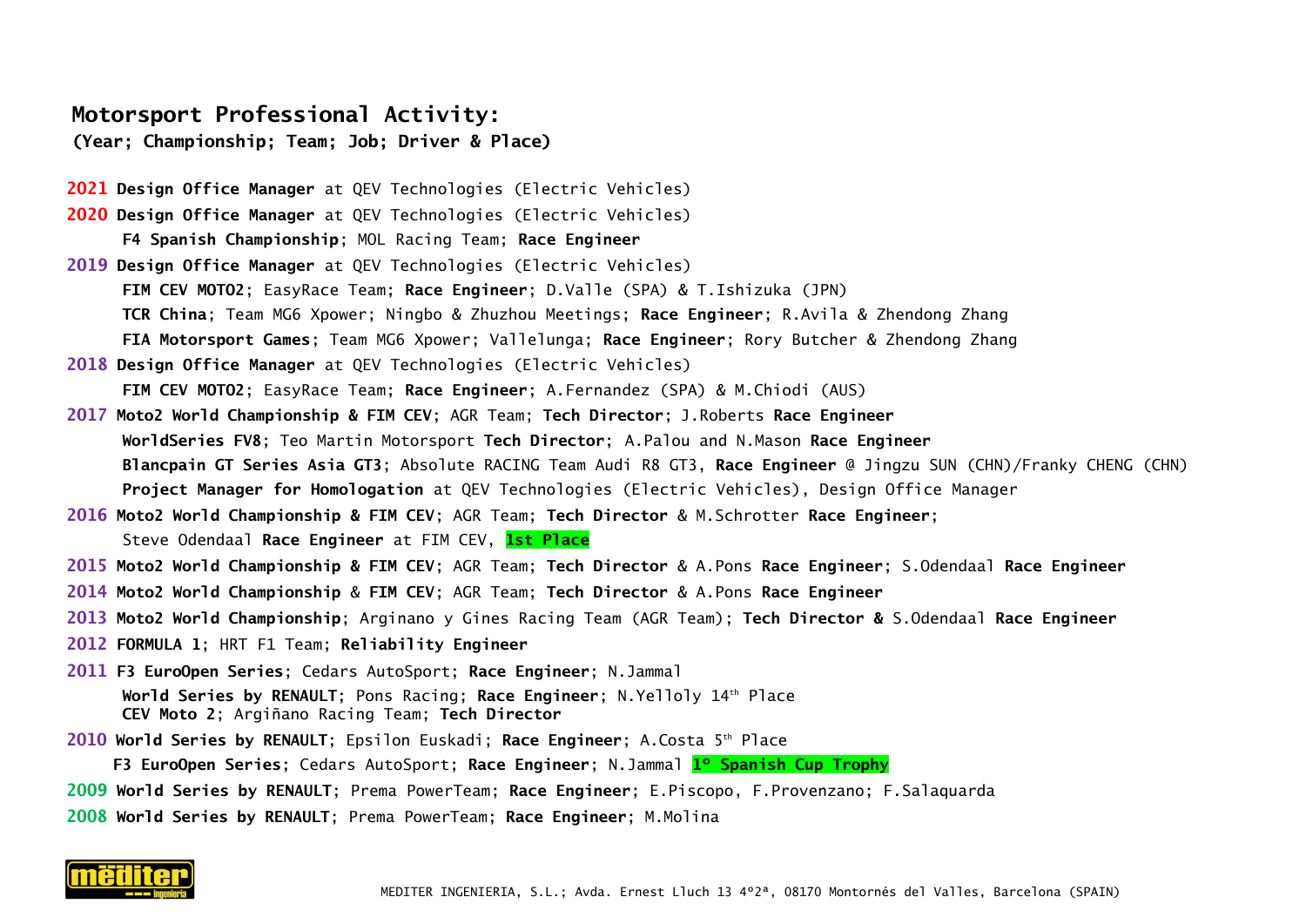## Motorsport Professional Activity:

**(Year; Championship; Team; Job; Driver & Place)**

**2021** **Design Office Manager** at QEV Technologies (Electric Vehicles)

**2020** **Design Office Manager** at QEV Technologies (Electric Vehicles)

**F4 Spanish Championship**; MOL Racing Team; **Race Engineer**

**2019** **Design Office Manager** at QEV Technologies (Electric Vehicles)

**FIM CEV MOTO2**; EasyRace Team; **Race Engineer**; D.Valle (SPA) & T.Ishizuka (JPN)

**TCR China**; Team MG6 Xpower; Ningbo & Zhuzhou Meetings; **Race Engineer**; R.Avila & Zhendong Zhang

**FIA Motorsport Games**; Team MG6 Xpower; Vallelunga; **Race Engineer**; Rory Butcher & Zhendong Zhang

**2018** **Design Office Manager** at QEV Technologies (Electric Vehicles)

**FIM CEV MOTO2**; EasyRace Team; **Race Engineer**; A.Fernandez (SPA) & M.Chiodi (AUS)

**2017** **Moto2 World Championship & FIM CEV**; AGR Team; **Tech Director**; J.Roberts **Race Engineer**

**WorldSeries FV8**; Teo Martin Motorsport **Tech Director**; A.Palou and N.Mason **Race Engineer**

**Blancpain GT Series Asia GT3**; Absolute RACING Team Audi R8 GT3, **Race Engineer** @ Jingzu SUN (CHN)/Franky CHENG (CHN)

**Project Manager for Homologation** at QEV Technologies (Electric Vehicles), Design Office Manager

**2016** **Moto2 World Championship & FIM CEV**; AGR Team; **Tech Director** & M.Schrotter **Race Engineer**;

Steve Odendaal **Race Engineer** at FIM CEV, **1st Place**

**2015** **Moto2 World Championship & FIM CEV**; AGR Team; **Tech Director** & A.Pons **Race Engineer**; S.Odendaal **Race Engineer**

**2014** **Moto2 World Championship** & **FIM CEV**; AGR Team; **Tech Director** & A.Pons **Race Engineer**

**2013** **Moto2 World Championship**; Arginano y Gines Racing Team (AGR Team); **Tech Director &** S.Odendaal **Race Engineer**

**2012** **FORMULA 1**; HRT F1 Team; **Reliability Engineer**

**2011** **F3 EuroOpen Series**; Cedars AutoSport; **Race Engineer**; N.Jammal

**World Series by RENAULT**; Pons Racing; **Race Engineer**; N.Yelloly 14th Place

**CEV Moto 2**; Argiñano Racing Team; **Tech Director**

**2010** **World Series by RENAULT**; Epsilon Euskadi; **Race Engineer**; A.Costa 5th Place

**F3 EuroOpen Series**; Cedars AutoSport; **Race Engineer**; N.Jammal **1º Spanish Cup Trophy**

**2009** **World Series by RENAULT**; Prema PowerTeam; **Race Engineer**; E.Piscopo, F.Provenzano; F.Salaquarda

**2008** **World Series by RENAULT**; Prema PowerTeam; **Race Engineer**; M.Molina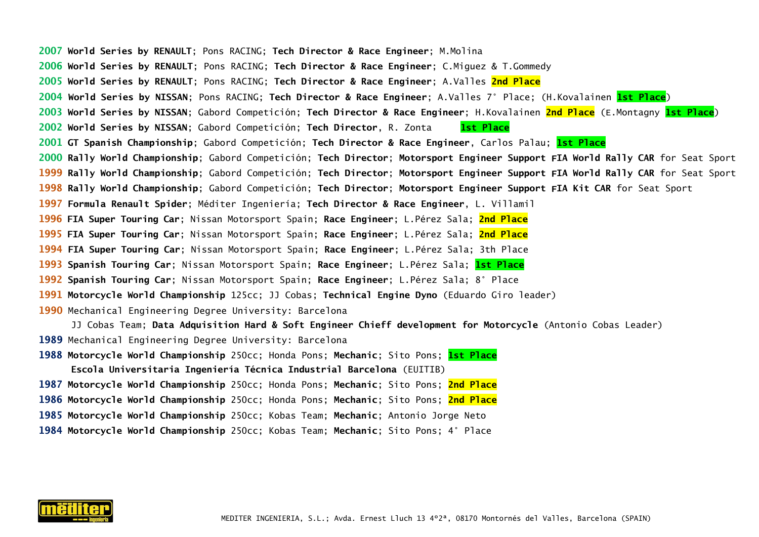**2007** **World Series by RENAULT**; Pons RACING; **Tech Director & Race Engineer**; M.Molina

**2006** **World Series by RENAULT**; Pons RACING; **Tech Director & Race Engineer**; C.Miguez & T.Gommedy

**2005** **World Series by RENAULT**; Pons RACING; **Tech Director & Race Engineer**; A.Valles **2nd Place**

**2004** **World Series by NISSAN**; Pons RACING; **Tech Director & Race Engineer**; A.Valles 7° Place; (H.Kovalainen **1st Place**)

**2003** **World Series by NISSAN**; Gabord Competición; **Tech Director & Race Engineer**; H.Kovalainen **2nd Place** (E.Montagny **1st Place**)

**2002** **World Series by NISSAN**; Gabord Competición; **Tech Director**, R. Zonta **1st Place**

**2001** **GT Spanish Championship**; Gabord Competición; **Tech Director & Race Engineer**, Carlos Palau; **1st Place**

**2000** **Rally World Championship**; Gabord Competición; **Tech Director**; **Motorsport Engineer Support FIA World Rally CAR** for Seat Sport

**1999** **Rally World Championship**; Gabord Competición; **Tech Director**; **Motorsport Engineer Support FIA World Rally CAR** for Seat Sport

**1998** **Rally World Championship**; Gabord Competición; **Tech Director**; **Motorsport Engineer Support FIA Kit CAR** for Seat Sport

**1997** **Formula Renault Spider**; Méditer Ingeniería; **Tech Director & Race Engineer**, L. Villamil

**1996** **FIA Super Touring Car**; Nissan Motorsport Spain; **Race Engineer**; L.Pérez Sala; **2nd Place**

**1995** **FIA Super Touring Car**; Nissan Motorsport Spain; **Race Engineer**; L.Pérez Sala; **2nd Place**

**1994** **FIA Super Touring Car**; Nissan Motorsport Spain; **Race Engineer**; L.Pérez Sala; 3th Place

**1993** **Spanish Touring Car**; Nissan Motorsport Spain; **Race Engineer**; L.Pérez Sala; **1st Place**

**1992** **Spanish Touring Car**; Nissan Motorsport Spain; **Race Engineer**; L.Pérez Sala; 8° Place

**1991** **Motorcycle World Championship** 125cc; JJ Cobas; **Technical Engine Dyno** (Eduardo Giro leader)

**1990** Mechanical Engineering Degree University: Barcelona
JJ Cobas Team; **Data Adquisition Hard & Soft Engineer Chieff development for Motorcycle** (Antonio Cobas Leader)

**1989** Mechanical Engineering Degree University: Barcelona

**1988** **Motorcycle World Championship** 250cc; Honda Pons; **Mechanic**; Sito Pons; **1st Place**
**Escola Universitaria Ingeniería Técnica Industrial Barcelona** (EUITIB)

**1987** **Motorcycle World Championship** 250cc; Honda Pons; **Mechanic**; Sito Pons; **2nd Place**

**1986** **Motorcycle World Championship** 250cc; Honda Pons; **Mechanic**; Sito Pons; **2nd Place**

**1985** **Motorcycle World Championship** 250cc; Kobas Team; **Mechanic**; Antonio Jorge Neto

**1984** **Motorcycle World Championship** 250cc; Kobas Team; **Mechanic**; Sito Pons; 4° Place

MEDITER INGENIERIA, S.L.; Avda. Ernest Lluch 13 4º2ª, 08170 Montornés del Valles, Barcelona (SPAIN)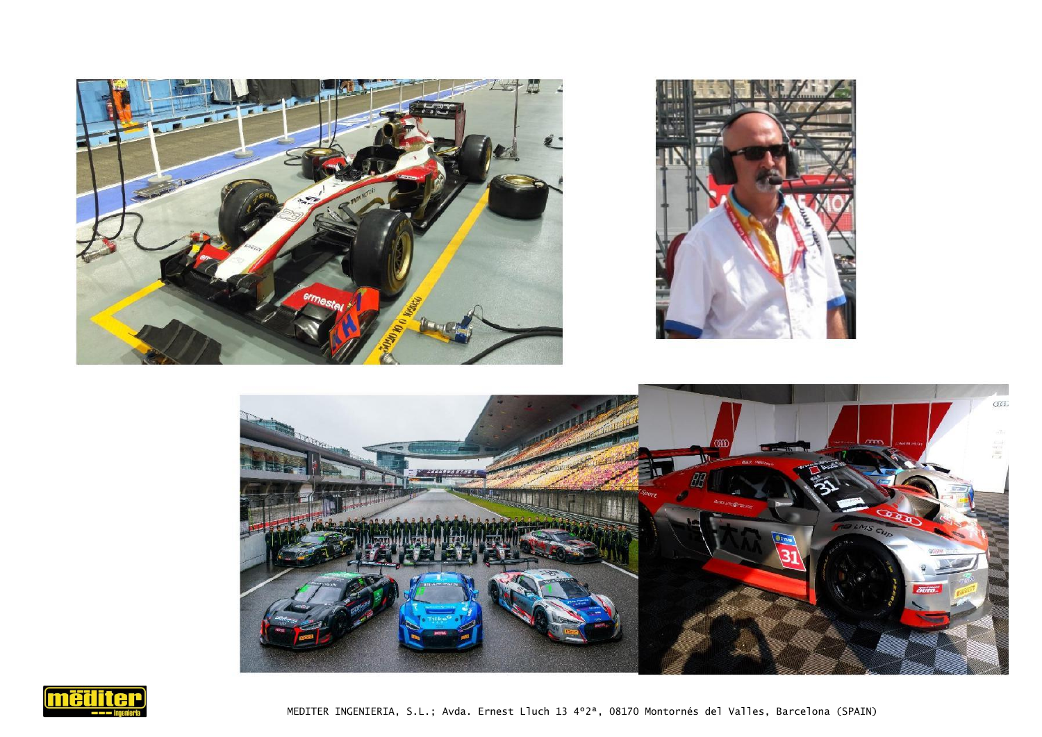MEDITER INGENIERIA, S.L.; Avda. Ernest Lluch 13 4º2ª, 08170 Montornés del Valles, Barcelona (SPAIN)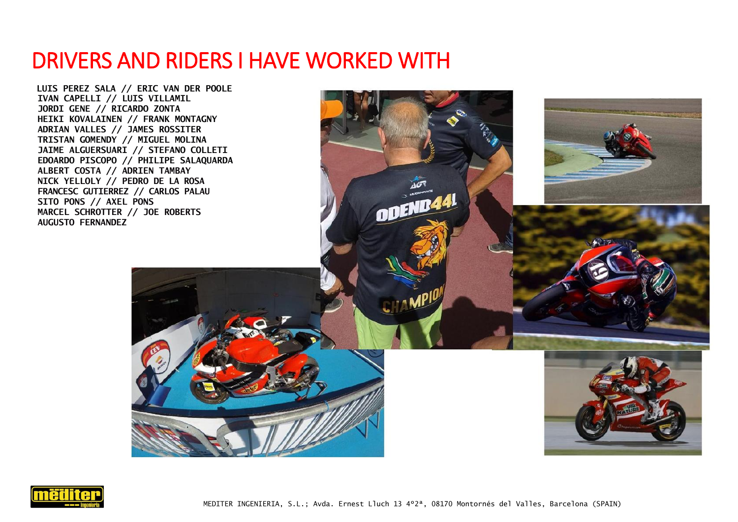# DRIVERS AND RIDERS I HAVE WORKED WITH

LUIS PEREZ SALA // ERIC VAN DER POOLE
IVAN CAPELLI // LUIS VILLAMIL
JORDI GENE // RICARDO ZONTA
HEIKI KOVALAINEN // FRANK MONTAGNY
ADRIAN VALLES // JAMES ROSSITER
TRISTAN GOMENDY // MIGUEL MOLINA
JAIME ALGUERSUARI // STEFANO COLLETI
EDOARDO PISCOPO // PHILIPE SALAQUARDA
ALBERT COSTA // ADRIEN TAMBAY
NICK YELLOLY // PEDRO DE LA ROSA
FRANCESC GUTIERREZ // CARLOS PALAU
SITO PONS // AXEL PONS
MARCEL SCHROTTER // JOE ROBERTS
AUGUSTO FERNANDEZ